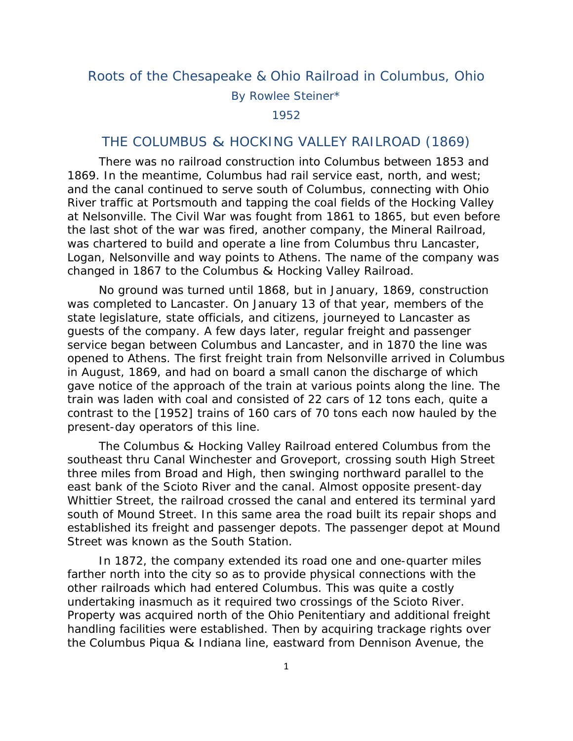# Roots of the Chesapeake & Ohio Railroad in Columbus, Ohio

By Rowlee Steiner*

1952

## THE COLUMBUS & HOCKING VALLEY RAILROAD (1869)

There was no railroad construction into Columbus between 1853 and 1869. In the meantime, Columbus had rail service east, north, and west; and the canal continued to serve south of Columbus, connecting with Ohio River traffic at Portsmouth and tapping the coal fields of the Hocking Valley at Nelsonville. The Civil War was fought from 1861 to 1865, but even before the last shot of the war was fired, another company, the Mineral Railroad, was chartered to build and operate a line from Columbus thru Lancaster, Logan, Nelsonville and way points to Athens. The name of the company was changed in 1867 to the Columbus & Hocking Valley Railroad.

No ground was turned until 1868, but in January, 1869, construction was completed to Lancaster. On January 13 of that year, members of the state legislature, state officials, and citizens, journeyed to Lancaster as guests of the company. A few days later, regular freight and passenger service began between Columbus and Lancaster, and in 1870 the line was opened to Athens. The first freight train from Nelsonville arrived in Columbus in August, 1869, and had on board a small canon the discharge of which gave notice of the approach of the train at various points along the line. The train was laden with coal and consisted of 22 cars of 12 tons each, quite a contrast to the [1952] trains of 160 cars of 70 tons each now hauled by the present-day operators of this line.

The Columbus & Hocking Valley Railroad entered Columbus from the southeast thru Canal Winchester and Groveport, crossing south High Street three miles from Broad and High, then swinging northward parallel to the east bank of the Scioto River and the canal. Almost opposite present-day Whittier Street, the railroad crossed the canal and entered its terminal yard south of Mound Street. In this same area the road built its repair shops and established its freight and passenger depots. The passenger depot at Mound Street was known as the South Station.

In 1872, the company extended its road one and one-quarter miles farther north into the city so as to provide physical connections with the other railroads which had entered Columbus. This was quite a costly undertaking inasmuch as it required two crossings of the Scioto River. Property was acquired north of the Ohio Penitentiary and additional freight handling facilities were established. Then by acquiring trackage rights over the Columbus Piqua & Indiana line, eastward from Dennison Avenue, the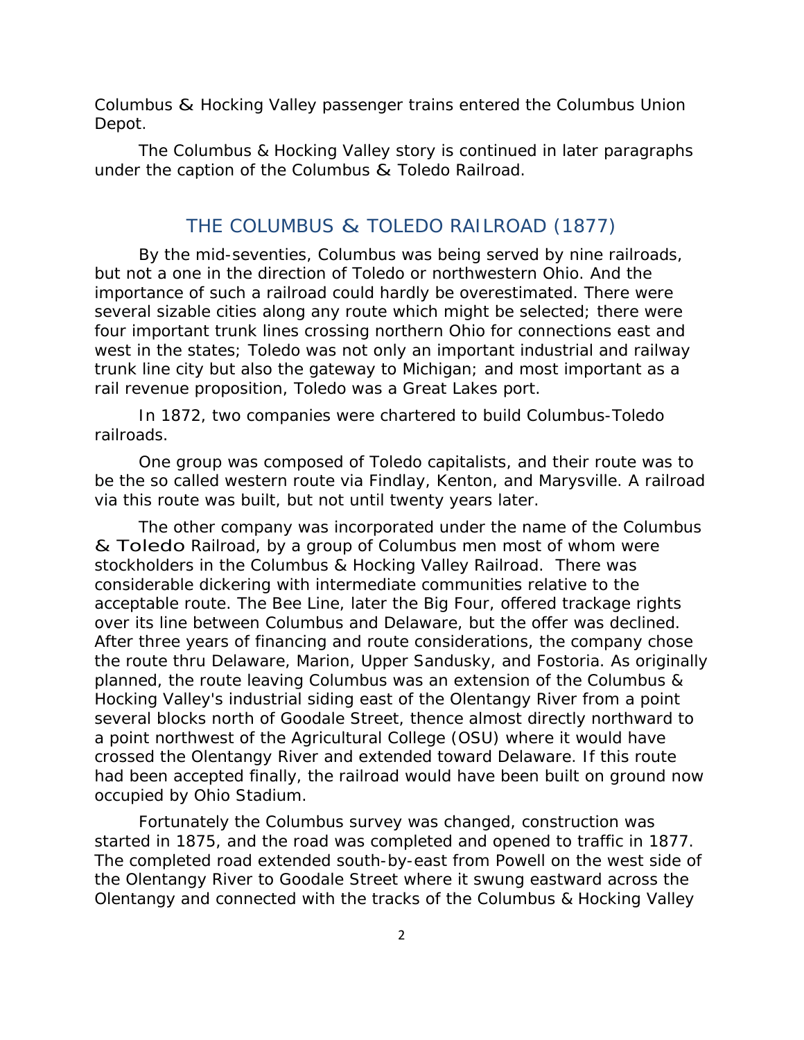Columbus & Hocking Valley passenger trains entered the Columbus Union Depot.

The Columbus & Hocking Valley story is continued in later paragraphs under the caption of the Columbus & Toledo Railroad.

## THE COLUMBUS & TOLEDO RAILROAD (1877)

By the mid-seventies, Columbus was being served by nine railroads, but not a one in the direction of Toledo or northwestern Ohio. And the importance of such a railroad could hardly be overestimated. There were several sizable cities along any route which might be selected; there were four important trunk lines crossing northern Ohio for connections east and west in the states; Toledo was not only an important industrial and railway trunk line city but also the gateway to Michigan; and most important as a rail revenue proposition, Toledo was a Great Lakes port.

In 1872, two companies were chartered to build Columbus-Toledo railroads.

One group was composed of Toledo capitalists, and their route was to be the so called western route via Findlay, Kenton, and Marysville. A railroad via this route was built, but not until twenty years later.

The other company was incorporated under the name of the Columbus & Toledo Railroad, by a group of Columbus men most of whom were stockholders in the Columbus & Hocking Valley Railroad. There was considerable dickering with intermediate communities relative to the acceptable route. The Bee Line, later the Big Four, offered trackage rights over its line between Columbus and Delaware, but the offer was declined. After three years of financing and route considerations, the company chose the route thru Delaware, Marion, Upper Sandusky, and Fostoria. As originally planned, the route leaving Columbus was an extension of the Columbus & Hocking Valley's industrial siding east of the Olentangy River from a point several blocks north of Goodale Street, thence almost directly northward to a point northwest of the Agricultural College (OSU) where it would have crossed the Olentangy River and extended toward Delaware. If this route had been accepted finally, the railroad would have been built on ground now occupied by Ohio Stadium.

Fortunately the Columbus survey was changed, construction was started in 1875, and the road was completed and opened to traffic in 1877. The completed road extended south-by-east from Powell on the west side of the Olentangy River to Goodale Street where it swung eastward across the Olentangy and connected with the tracks of the Columbus & Hocking Valley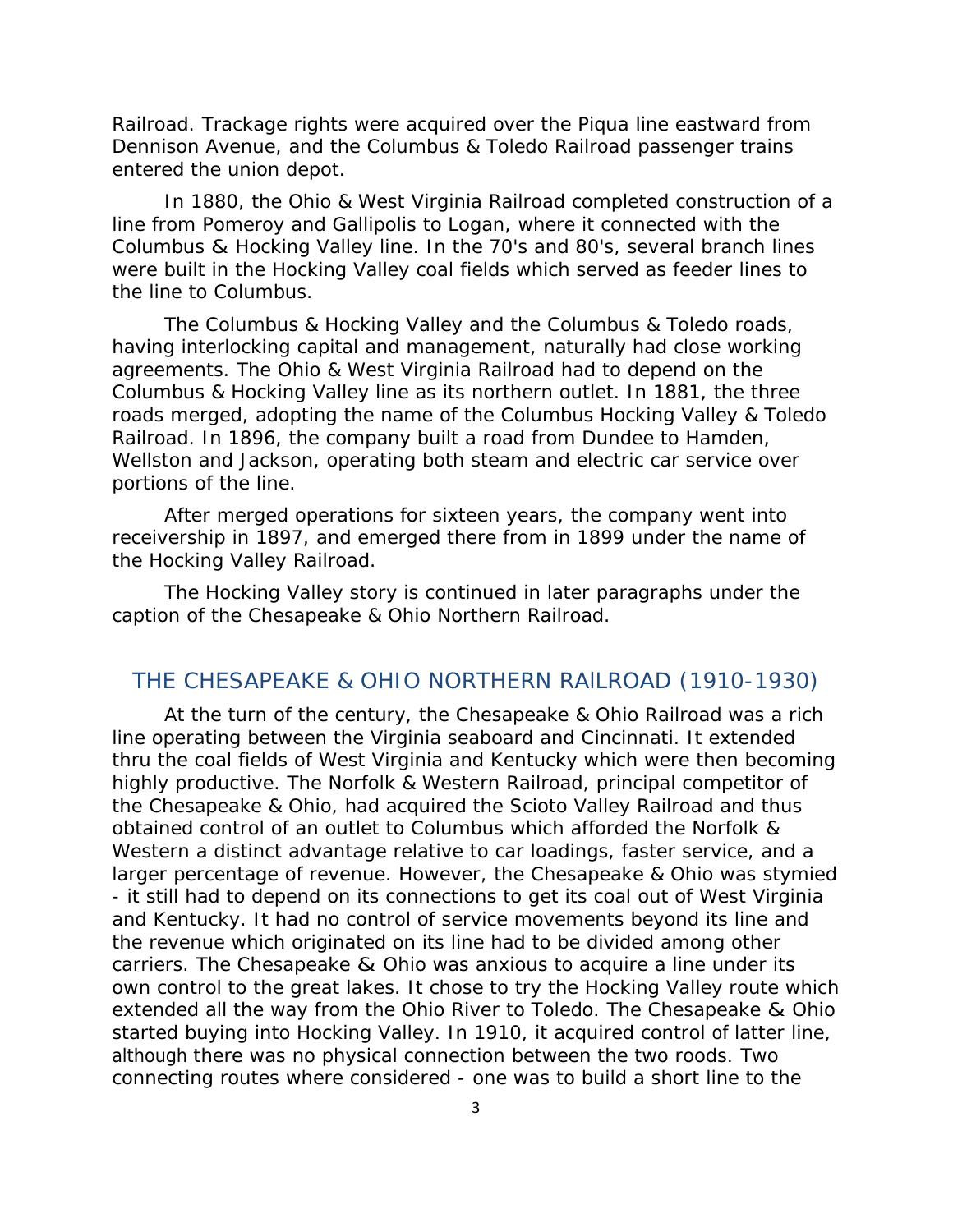Railroad. Trackage rights were acquired over the Piqua line eastward from Dennison Avenue, and the Columbus & Toledo Railroad passenger trains entered the union depot.

In 1880, the Ohio & West Virginia Railroad completed construction of a line from Pomeroy and Gallipolis to Logan, where it connected with the Columbus & Hocking Valley line. In the 70's and 80's, several branch lines were built in the Hocking Valley coal fields which served as feeder lines to the line to Columbus.

The Columbus & Hocking Valley and the Columbus & Toledo roads, having interlocking capital and management, naturally had close working agreements. The Ohio & West Virginia Railroad had to depend on the Columbus & Hocking Valley line as its northern outlet. In 1881, the three roads merged, adopting the name of the Columbus Hocking Valley & Toledo Railroad. In 1896, the company built a road from Dundee to Hamden, Wellston and Jackson, operating both steam and electric car service over portions of the line.

After merged operations for sixteen years, the company went into receivership in 1897, and emerged there from in 1899 under the name of the Hocking Valley Railroad.

The Hocking Valley story is continued in later paragraphs under the caption of the Chesapeake & Ohio Northern Railroad.

## THE CHESAPEAKE & OHIO NORTHERN RAILROAD (1910-1930)

At the turn of the century, the Chesapeake & Ohio Railroad was a rich line operating between the Virginia seaboard and Cincinnati. It extended thru the coal fields of West Virginia and Kentucky which were then becoming highly productive. The Norfolk & Western Railroad, principal competitor of the Chesapeake & Ohio, had acquired the Scioto Valley Railroad and thus obtained control of an outlet to Columbus which afforded the Norfolk & Western a distinct advantage relative to car loadings, faster service, and a larger percentage of revenue. However, the Chesapeake & Ohio was stymied - it still had to depend on its connections to get its coal out of West Virginia and Kentucky. It had no control of service movements beyond its line and the revenue which originated on its line had to be divided among other carriers. The Chesapeake & Ohio was anxious to acquire a line under its own control to the great lakes. It chose to try the Hocking Valley route which extended all the way from the Ohio River to Toledo. The Chesapeake & Ohio started buying into Hocking Valley. In 1910, it acquired control of latter line, although there was no physical connection between the two roods. Two connecting routes where considered - one was to build a short line to the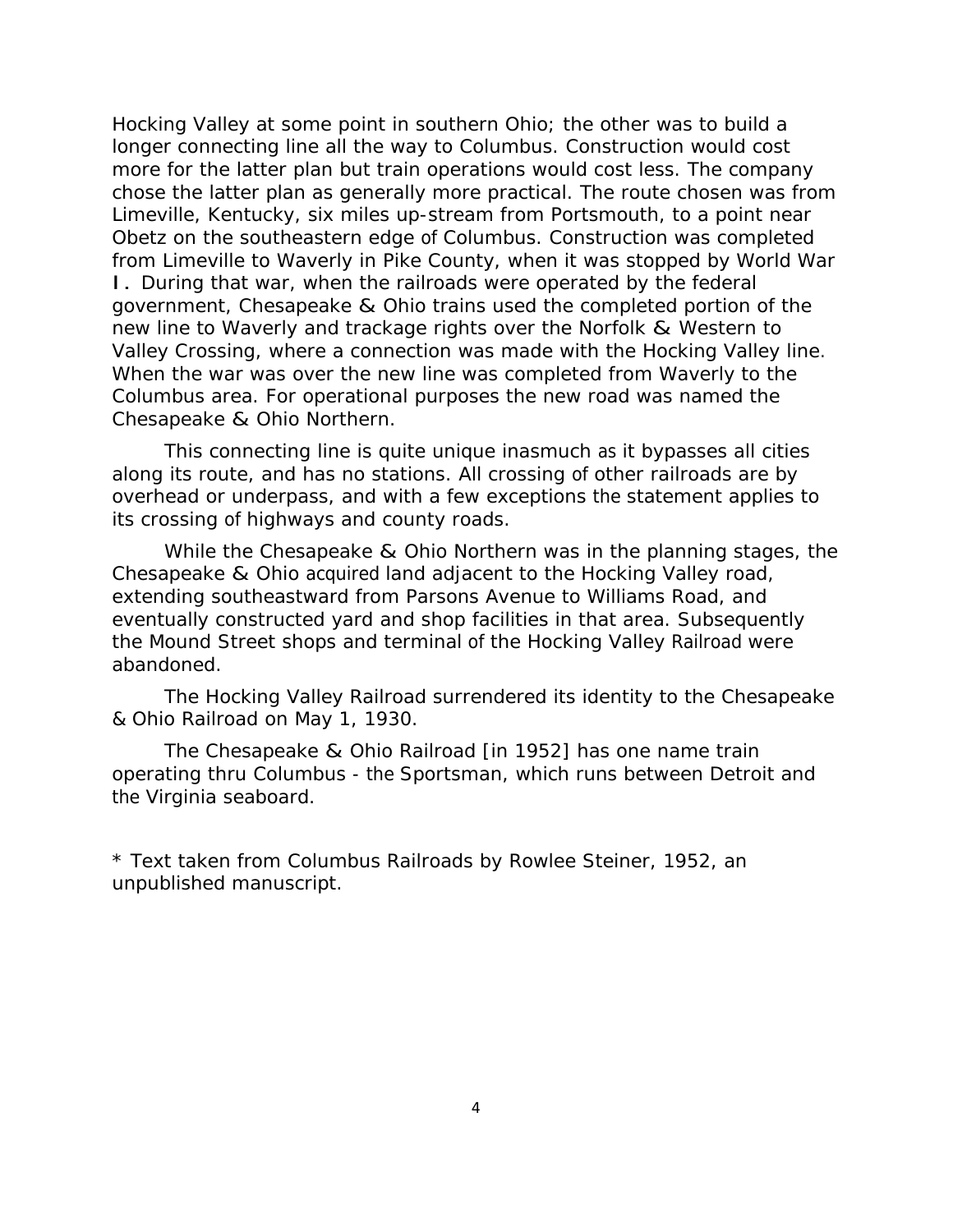Hocking Valley at some point in southern Ohio; the other was to build a longer connecting line all the way to Columbus. Construction would cost more for the latter plan but train operations would cost less. The company chose the latter plan as generally more practical. The route chosen was from Limeville, Kentucky, six miles up-stream from Portsmouth, to a point near Obetz on the southeastern edge of Columbus. Construction was completed from Limeville to Waverly in Pike County, when it was stopped by World War I. During that war, when the railroads were operated by the federal government, Chesapeake & Ohio trains used the completed portion of the new line to Waverly and trackage rights over the Norfolk & Western to Valley Crossing, where a connection was made with the Hocking Valley line. When the war was over the new line was completed from Waverly to the Columbus area. For operational purposes the new road was named the Chesapeake & Ohio Northern.

This connecting line is quite unique inasmuch as it bypasses all cities along its route, and has no stations. All crossing of other railroads are by overhead or underpass, and with a few exceptions the statement applies to its crossing of highways and county roads.

While the Chesapeake & Ohio Northern was in the planning stages, the Chesapeake & Ohio acquired land adjacent to the Hocking Valley road, extending southeastward from Parsons Avenue to Williams Road, and eventually constructed yard and shop facilities in that area. Subsequently the Mound Street shops and terminal of the Hocking Valley Railroad were abandoned.

The Hocking Valley Railroad surrendered its identity to the Chesapeake & Ohio Railroad on May 1, 1930.

The Chesapeake & Ohio Railroad [in 1952] has one name train operating thru Columbus - the Sportsman, which runs between Detroit and the Virginia seaboard.

* Text taken from Columbus Railroads by Rowlee Steiner, 1952, an unpublished manuscript.